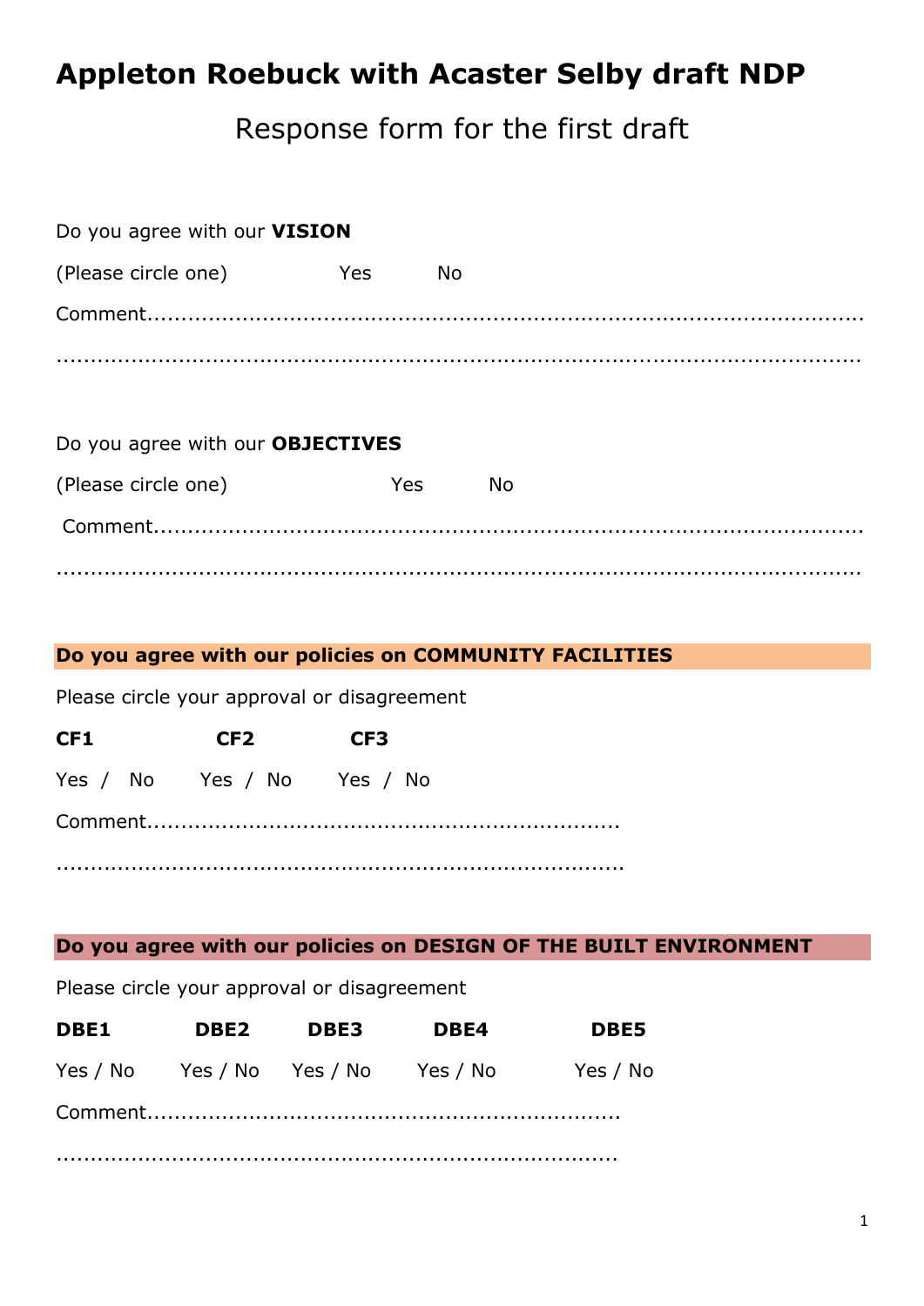# Appleton Roebuck with Acaster Selby draft NDP

Response form for the first draft

Do you agree with our **VISION**

(Please circle one) Yes No

Comment..................................................................................................

..............................................................................................................

Do you agree with our **OBJECTIVES**

(Please circle one) Yes No

Comment..................................................................................................

..............................................................................................................

**Do you agree with our policies on COMMUNITY FACILITIES**

Please circle your approval or disagreement

| CF1 | CF2 | CF3 |
|---|---|---|
| Yes / No | Yes / No | Yes / No |

Comment....................................................................

..............................................................................

**Do you agree with our policies on DESIGN OF THE BUILT ENVIRONMENT**

Please circle your approval or disagreement

| DBE1 | DBE2 | DBE3 | DBE4 | DBE5 |
|---|---|---|---|---|
| Yes / No | Yes / No | Yes / No | Yes / No | Yes / No |

Comment....................................................................

..............................................................................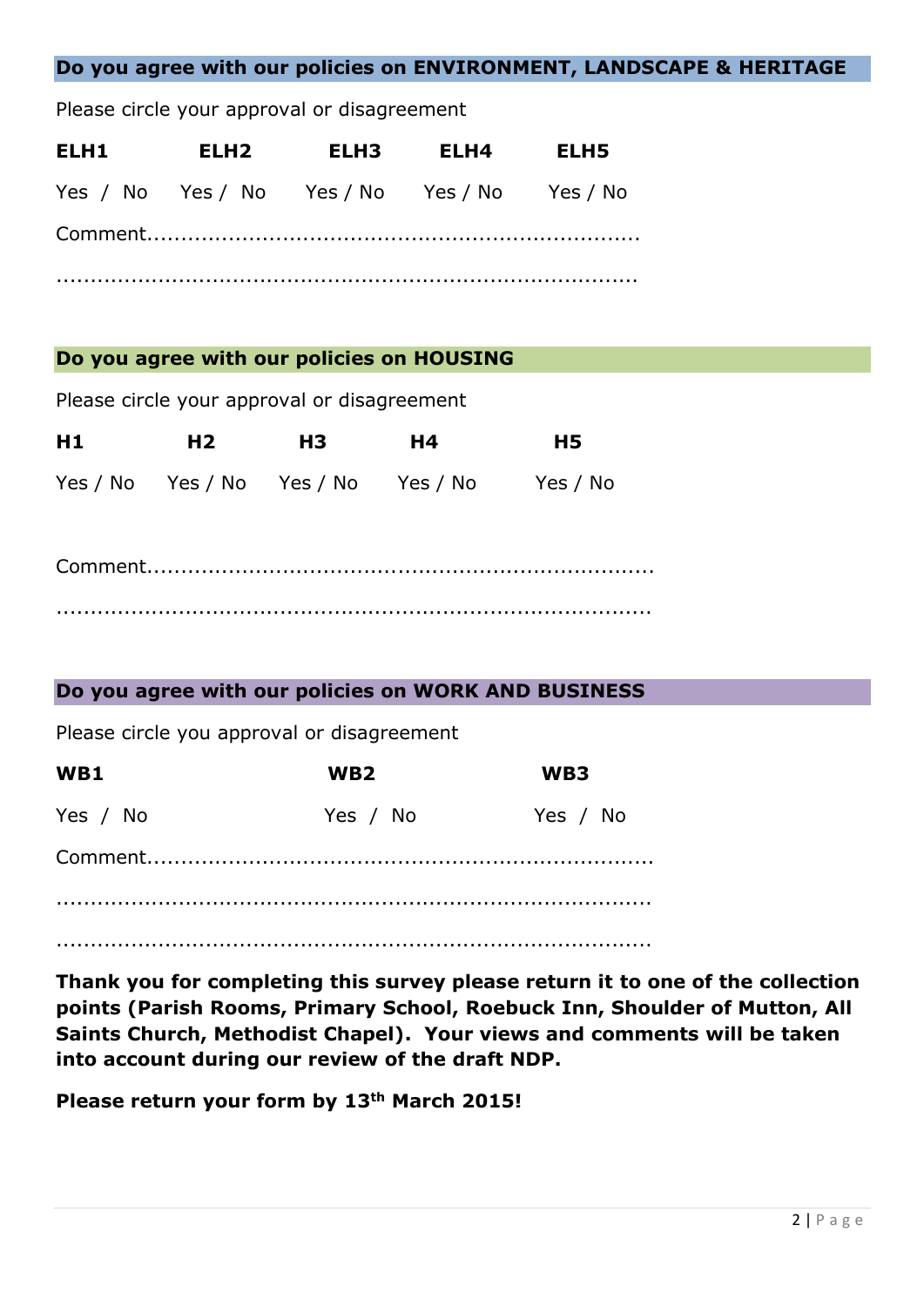## Do you agree with our policies on ENVIRONMENT, LANDSCAPE & HERITAGE

Please circle your approval or disagreement

| ELH1 | ELH2 | ELH3 | ELH4 | ELH5 |
|---|---|---|---|---|
| Yes / No | Yes / No | Yes / No | Yes / No | Yes / No |

Comment.........................................................................

.........................................................................................

## Do you agree with our policies on HOUSING

Please circle your approval or disagreement

| H1 | H2 | H3 | H4 | H5 |
|---|---|---|---|---|
| Yes / No | Yes / No | Yes / No | Yes / No | Yes / No |

Comment.........................................................................

.........................................................................................

## Do you agree with our policies on WORK AND BUSINESS

Please circle you approval or disagreement

| WB1 | WB2 | WB3 |
|---|---|---|
| Yes / No | Yes / No | Yes / No |

Comment.........................................................................

.........................................................................................

.........................................................................................

**Thank you for completing this survey please return it to one of the collection points (Parish Rooms, Primary School, Roebuck Inn, Shoulder of Mutton, All Saints Church, Methodist Chapel). Your views and comments will be taken into account during our review of the draft NDP.**

**Please return your form by 13th March 2015!**